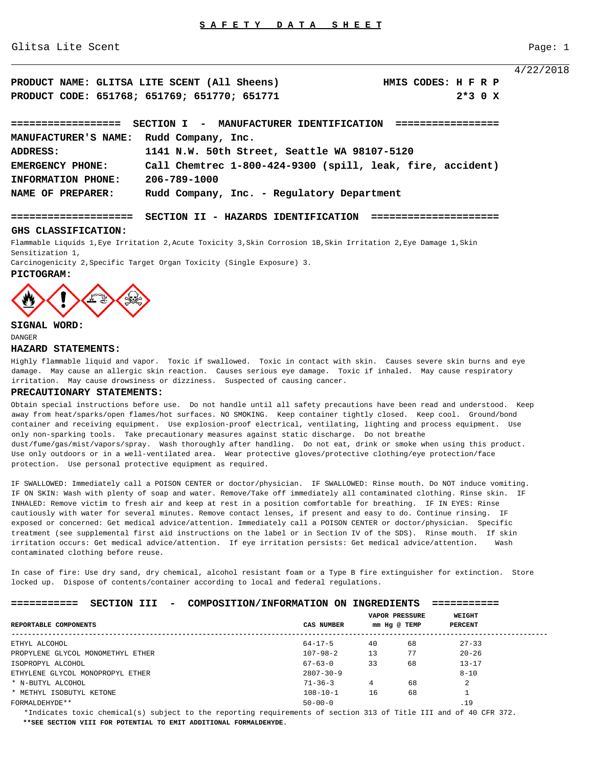# S A F E T Y   D A T A   S H E E T

Glitsa Lite Scent

4/22/2018

**PRODUCT NAME: GLITSA LITE SCENT (All Sheens)** **HMIS CODES: H F R P**

**PRODUCT CODE: 651768; 651769; 651770; 651771** **2*3 0 X**

## ================== SECTION I - MANUFACTURER IDENTIFICATION =================

**MANUFACTURER'S NAME:** Rudd Company, Inc.

**ADDRESS:** 1141 N.W. 50th Street, Seattle WA 98107-5120

**EMERGENCY PHONE:** Call Chemtrec 1-800-424-9300 (spill, leak, fire, accident)

**INFORMATION PHONE:** 206-789-1000

**NAME OF PREPARER:** Rudd Company, Inc. - Regulatory Department

## ==================== SECTION II - HAZARDS IDENTIFICATION ====================

### GHS CLASSIFICATION:

Flammable Liquids 1,Eye Irritation 2,Acute Toxicity 3,Skin Corrosion 1B,Skin Irritation 2,Eye Damage 1,Skin Sensitization 1,
Carcinogenicity 2,Specific Target Organ Toxicity (Single Exposure) 3.

### PICTOGRAM:

### SIGNAL WORD:

DANGER

### HAZARD STATEMENTS:

Highly flammable liquid and vapor. Toxic if swallowed. Toxic in contact with skin. Causes severe skin burns and eye damage. May cause an allergic skin reaction. Causes serious eye damage. Toxic if inhaled. May cause respiratory irritation. May cause drowsiness or dizziness. Suspected of causing cancer.

### PRECAUTIONARY STATEMENTS:

Obtain special instructions before use. Do not handle until all safety precautions have been read and understood. Keep away from heat/sparks/open flames/hot surfaces. NO SMOKING. Keep container tightly closed. Keep cool. Ground/bond container and receiving equipment. Use explosion-proof electrical, ventilating, lighting and process equipment. Use only non-sparking tools. Take precautionary measures against static discharge. Do not breathe dust/fume/gas/mist/vapors/spray. Wash thoroughly after handling. Do not eat, drink or smoke when using this product. Use only outdoors or in a well-ventilated area. Wear protective gloves/protective clothing/eye protection/face protection. Use personal protective equipment as required.

IF SWALLOWED: Immediately call a POISON CENTER or doctor/physician. IF SWALLOWED: Rinse mouth. Do NOT induce vomiting. IF ON SKIN: Wash with plenty of soap and water. Remove/Take off immediately all contaminated clothing. Rinse skin. IF INHALED: Remove victim to fresh air and keep at rest in a position comfortable for breathing. IF IN EYES: Rinse cautiously with water for several minutes. Remove contact lenses, if present and easy to do. Continue rinsing. IF exposed or concerned: Get medical advice/attention. Immediately call a POISON CENTER or doctor/physician. Specific treatment (see supplemental first aid instructions on the label or in Section IV of the SDS). Rinse mouth. If skin irritation occurs: Get medical advice/attention. If eye irritation persists: Get medical advice/attention. Wash contaminated clothing before reuse.

In case of fire: Use dry sand, dry chemical, alcohol resistant foam or a Type B fire extinguisher for extinction. Store locked up. Dispose of contents/container according to local and federal regulations.

## =========== SECTION III - COMPOSITION/INFORMATION ON INGREDIENTS ===========

| REPORTABLE COMPONENTS | CAS NUMBER | VAPOR PRESSURE mm Hg | @ TEMP | WEIGHT PERCENT |
|---|---|---|---|---|
| ETHYL ALCOHOL | 64-17-5 | 40 | 68 | 27-33 |
| PROPYLENE GLYCOL MONOMETHYL ETHER | 107-98-2 | 13 | 77 | 20-26 |
| ISOPROPYL ALCOHOL | 67-63-0 | 33 | 68 | 13-17 |
| ETHYLENE GLYCOL MONOPROPYL ETHER | 2807-30-9 | | | 8-10 |
| * N-BUTYL ALCOHOL | 71-36-3 | 4 | 68 | 2 |
| * METHYL ISOBUTYL KETONE | 108-10-1 | 16 | 68 | 1 |
| FORMALDEHYDE** | 50-00-0 | | | .19 |

*Indicates toxic chemical(s) subject to the reporting requirements of section 313 of Title III and of 40 CFR 372.

**\*\*SEE SECTION VIII FOR POTENTIAL TO EMIT ADDITIONAL FORMALDEHYDE.**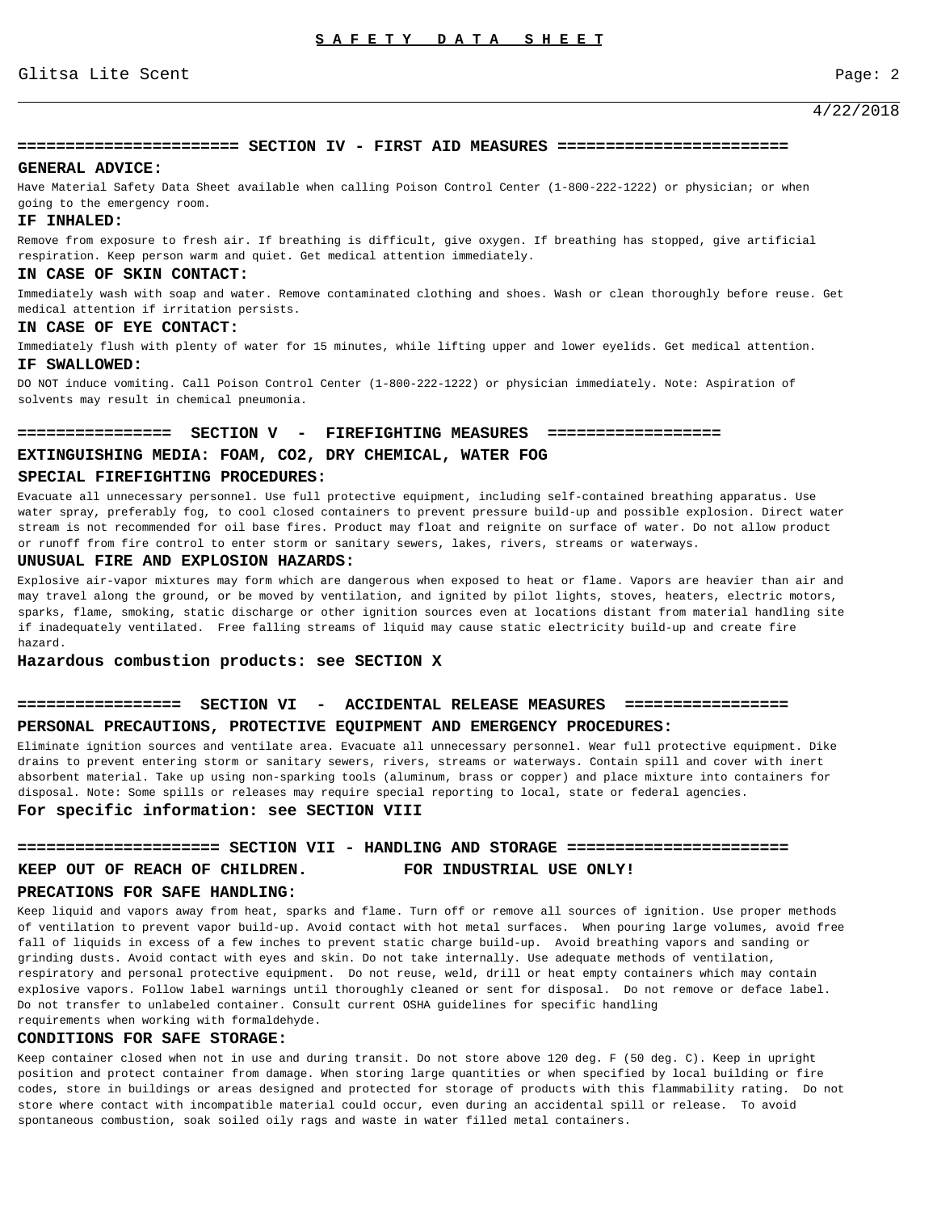## SECTION IV - FIRST AID MEASURES

**GENERAL ADVICE:**

Have Material Safety Data Sheet available when calling Poison Control Center (1-800-222-1222) or physician; or when going to the emergency room.

**IF INHALED:**

Remove from exposure to fresh air. If breathing is difficult, give oxygen. If breathing has stopped, give artificial respiration. Keep person warm and quiet. Get medical attention immediately.

**IN CASE OF SKIN CONTACT:**

Immediately wash with soap and water. Remove contaminated clothing and shoes. Wash or clean thoroughly before reuse. Get medical attention if irritation persists.

**IN CASE OF EYE CONTACT:**

Immediately flush with plenty of water for 15 minutes, while lifting upper and lower eyelids. Get medical attention.

**IF SWALLOWED:**

DO NOT induce vomiting. Call Poison Control Center (1-800-222-1222) or physician immediately. Note: Aspiration of solvents may result in chemical pneumonia.

## SECTION V - FIREFIGHTING MEASURES

**EXTINGUISHING MEDIA: FOAM, CO2, DRY CHEMICAL, WATER FOG**

**SPECIAL FIREFIGHTING PROCEDURES:**

Evacuate all unnecessary personnel. Use full protective equipment, including self-contained breathing apparatus. Use water spray, preferably fog, to cool closed containers to prevent pressure build-up and possible explosion. Direct water stream is not recommended for oil base fires. Product may float and reignite on surface of water. Do not allow product or runoff from fire control to enter storm or sanitary sewers, lakes, rivers, streams or waterways.

**UNUSUAL FIRE AND EXPLOSION HAZARDS:**

Explosive air-vapor mixtures may form which are dangerous when exposed to heat or flame. Vapors are heavier than air and may travel along the ground, or be moved by ventilation, and ignited by pilot lights, stoves, heaters, electric motors, sparks, flame, smoking, static discharge or other ignition sources even at locations distant from material handling site if inadequately ventilated. Free falling streams of liquid may cause static electricity build-up and create fire hazard.

**Hazardous combustion products: see SECTION X**

## SECTION VI - ACCIDENTAL RELEASE MEASURES

**PERSONAL PRECAUTIONS, PROTECTIVE EQUIPMENT AND EMERGENCY PROCEDURES:**

Eliminate ignition sources and ventilate area. Evacuate all unnecessary personnel. Wear full protective equipment. Dike drains to prevent entering storm or sanitary sewers, rivers, streams or waterways. Contain spill and cover with inert absorbent material. Take up using non-sparking tools (aluminum, brass or copper) and place mixture into containers for disposal. Note: Some spills or releases may require special reporting to local, state or federal agencies.

**For specific information: see SECTION VIII**

## SECTION VII - HANDLING AND STORAGE

**KEEP OUT OF REACH OF CHILDREN. FOR INDUSTRIAL USE ONLY!**

**PRECATIONS FOR SAFE HANDLING:**

Keep liquid and vapors away from heat, sparks and flame. Turn off or remove all sources of ignition. Use proper methods of ventilation to prevent vapor build-up. Avoid contact with hot metal surfaces. When pouring large volumes, avoid free fall of liquids in excess of a few inches to prevent static charge build-up. Avoid breathing vapors and sanding or grinding dusts. Avoid contact with eyes and skin. Do not take internally. Use adequate methods of ventilation, respiratory and personal protective equipment. Do not reuse, weld, drill or heat empty containers which may contain explosive vapors. Follow label warnings until thoroughly cleaned or sent for disposal. Do not remove or deface label. Do not transfer to unlabeled container. Consult current OSHA guidelines for specific handling requirements when working with formaldehyde.

**CONDITIONS FOR SAFE STORAGE:**

Keep container closed when not in use and during transit. Do not store above 120 deg. F (50 deg. C). Keep in upright position and protect container from damage. When storing large quantities or when specified by local building or fire codes, store in buildings or areas designed and protected for storage of products with this flammability rating. Do not store where contact with incompatible material could occur, even during an accidental spill or release. To avoid spontaneous combustion, soak soiled oily rags and waste in water filled metal containers.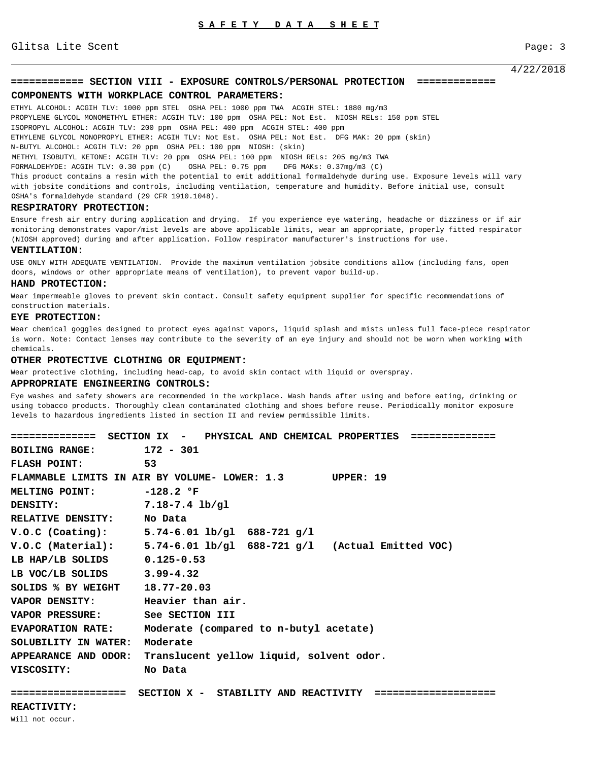4/22/2018

## ============ SECTION VIII - EXPOSURE CONTROLS/PERSONAL PROTECTION =============

### COMPONENTS WITH WORKPLACE CONTROL PARAMETERS:

ETHYL ALCOHOL: ACGIH TLV: 1000 ppm STEL OSHA PEL: 1000 ppm TWA ACGIH STEL: 1880 mg/m3
PROPYLENE GLYCOL MONOMETHYL ETHER: ACGIH TLV: 100 ppm OSHA PEL: Not Est. NIOSH RELs: 150 ppm STEL
ISOPROPYL ALCOHOL: ACGIH TLV: 200 ppm OSHA PEL: 400 ppm ACGIH STEL: 400 ppm
ETHYLENE GLYCOL MONOPROPYL ETHER: ACGIH TLV: Not Est. OSHA PEL: Not Est. DFG MAK: 20 ppm (skin)
N-BUTYL ALCOHOL: ACGIH TLV: 20 ppm OSHA PEL: 100 ppm NIOSH: (skin)
METHYL ISOBUTYL KETONE: ACGIH TLV: 20 ppm OSHA PEL: 100 ppm NIOSH RELs: 205 mg/m3 TWA
FORMALDEHYDE: ACGIH TLV: 0.30 ppm (C) OSHA PEL: 0.75 ppm DFG MAKs: 0.37mg/m3 (C)
This product contains a resin with the potential to emit additional formaldehyde during use. Exposure levels will vary with jobsite conditions and controls, including ventilation, temperature and humidity. Before initial use, consult OSHA's formaldehyde standard (29 CFR 1910.1048).

### RESPIRATORY PROTECTION:

Ensure fresh air entry during application and drying. If you experience eye watering, headache or dizziness or if air monitoring demonstrates vapor/mist levels are above applicable limits, wear an appropriate, properly fitted respirator (NIOSH approved) during and after application. Follow respirator manufacturer's instructions for use.

### VENTILATION:

USE ONLY WITH ADEQUATE VENTILATION. Provide the maximum ventilation jobsite conditions allow (including fans, open doors, windows or other appropriate means of ventilation), to prevent vapor build-up.

### HAND PROTECTION:

Wear impermeable gloves to prevent skin contact. Consult safety equipment supplier for specific recommendations of construction materials.

### EYE PROTECTION:

Wear chemical goggles designed to protect eyes against vapors, liquid splash and mists unless full face-piece respirator is worn. Note: Contact lenses may contribute to the severity of an eye injury and should not be worn when working with chemicals.

### OTHER PROTECTIVE CLOTHING OR EQUIPMENT:

Wear protective clothing, including head-cap, to avoid skin contact with liquid or overspray.

### APPROPRIATE ENGINEERING CONTROLS:

Eye washes and safety showers are recommended in the workplace. Wash hands after using and before eating, drinking or using tobacco products. Thoroughly clean contaminated clothing and shoes before reuse. Periodically monitor exposure levels to hazardous ingredients listed in section II and review permissible limits.

## ============== SECTION IX - PHYSICAL AND CHEMICAL PROPERTIES ==============

**BOILING RANGE:** 172 - 301
**FLASH POINT:** 53
**FLAMMABLE LIMITS IN AIR BY VOLUME- LOWER:** 1.3 **UPPER:** 19
**MELTING POINT:** -128.2 °F
**DENSITY:** 7.18-7.4 lb/gl
**RELATIVE DENSITY:** No Data
**V.O.C (Coating):** 5.74-6.01 lb/gl 688-721 g/l
**V.O.C (Material):** 5.74-6.01 lb/gl 688-721 g/l (Actual Emitted VOC)
**LB HAP/LB SOLIDS** 0.125-0.53
**LB VOC/LB SOLIDS** 3.99-4.32
**SOLIDS % BY WEIGHT** 18.77-20.03
**VAPOR DENSITY:** Heavier than air.
**VAPOR PRESSURE:** See SECTION III
**EVAPORATION RATE:** Moderate (compared to n-butyl acetate)
**SOLUBILITY IN WATER:** Moderate
**APPEARANCE AND ODOR:** Translucent yellow liquid, solvent odor.
**VISCOSITY:** No Data

## =================== SECTION X - STABILITY AND REACTIVITY ====================

### REACTIVITY:

Will not occur.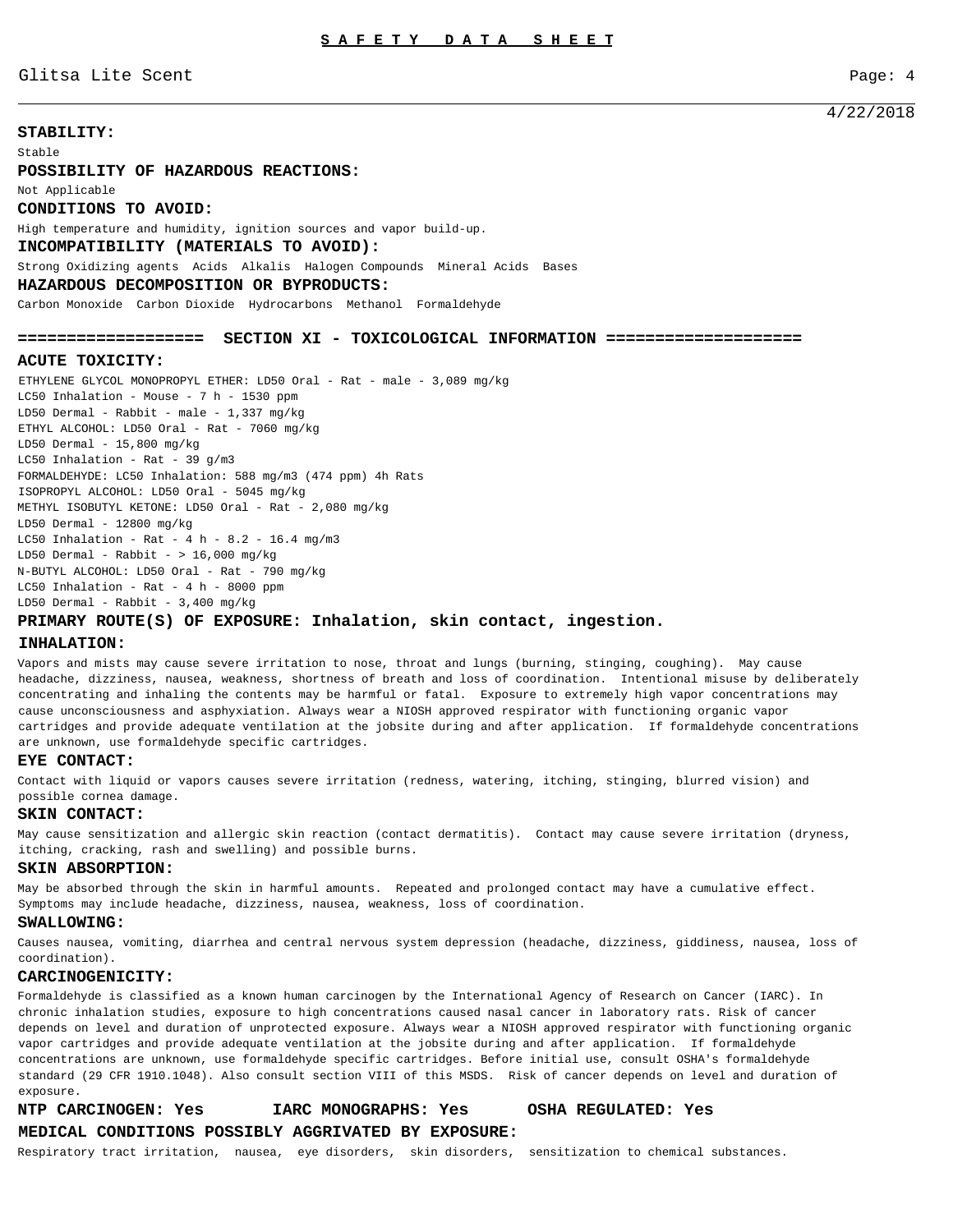**STABILITY:**

Stable

**POSSIBILITY OF HAZARDOUS REACTIONS:**

Not Applicable

**CONDITIONS TO AVOID:**

High temperature and humidity, ignition sources and vapor build-up.

**INCOMPATIBILITY (MATERIALS TO AVOID):**

Strong Oxidizing agents  Acids  Alkalis  Halogen Compounds  Mineral Acids  Bases

**HAZARDOUS DECOMPOSITION OR BYPRODUCTS:**

Carbon Monoxide  Carbon Dioxide  Hydrocarbons  Methanol  Formaldehyde

## ================== SECTION XI - TOXICOLOGICAL INFORMATION ===================

**ACUTE TOXICITY:**

ETHYLENE GLYCOL MONOPROPYL ETHER: LD50 Oral - Rat - male - 3,089 mg/kg
LC50 Inhalation - Mouse - 7 h - 1530 ppm
LD50 Dermal - Rabbit - male - 1,337 mg/kg
ETHYL ALCOHOL: LD50 Oral - Rat - 7060 mg/kg
LD50 Dermal - 15,800 mg/kg
LC50 Inhalation - Rat - 39 g/m3
FORMALDEHYDE: LC50 Inhalation: 588 mg/m3 (474 ppm) 4h Rats
ISOPROPYL ALCOHOL: LD50 Oral - 5045 mg/kg
METHYL ISOBUTYL KETONE: LD50 Oral - Rat - 2,080 mg/kg
LD50 Dermal - 12800 mg/kg
LC50 Inhalation - Rat - 4 h - 8.2 - 16.4 mg/m3
LD50 Dermal - Rabbit - > 16,000 mg/kg
N-BUTYL ALCOHOL: LD50 Oral - Rat - 790 mg/kg
LC50 Inhalation - Rat - 4 h - 8000 ppm
LD50 Dermal - Rabbit - 3,400 mg/kg

**PRIMARY ROUTE(S) OF EXPOSURE: Inhalation, skin contact, ingestion.**

**INHALATION:**

Vapors and mists may cause severe irritation to nose, throat and lungs (burning, stinging, coughing). May cause headache, dizziness, nausea, weakness, shortness of breath and loss of coordination. Intentional misuse by deliberately concentrating and inhaling the contents may be harmful or fatal. Exposure to extremely high vapor concentrations may cause unconsciousness and asphyxiation. Always wear a NIOSH approved respirator with functioning organic vapor cartridges and provide adequate ventilation at the jobsite during and after application. If formaldehyde concentrations are unknown, use formaldehyde specific cartridges.

**EYE CONTACT:**

Contact with liquid or vapors causes severe irritation (redness, watering, itching, stinging, blurred vision) and possible cornea damage.

**SKIN CONTACT:**

May cause sensitization and allergic skin reaction (contact dermatitis). Contact may cause severe irritation (dryness, itching, cracking, rash and swelling) and possible burns.

**SKIN ABSORPTION:**

May be absorbed through the skin in harmful amounts. Repeated and prolonged contact may have a cumulative effect. Symptoms may include headache, dizziness, nausea, weakness, loss of coordination.

**SWALLOWING:**

Causes nausea, vomiting, diarrhea and central nervous system depression (headache, dizziness, giddiness, nausea, loss of coordination).

**CARCINOGENICITY:**

Formaldehyde is classified as a known human carcinogen by the International Agency of Research on Cancer (IARC). In chronic inhalation studies, exposure to high concentrations caused nasal cancer in laboratory rats. Risk of cancer depends on level and duration of unprotected exposure. Always wear a NIOSH approved respirator with functioning organic vapor cartridges and provide adequate ventilation at the jobsite during and after application. If formaldehyde concentrations are unknown, use formaldehyde specific cartridges. Before initial use, consult OSHA's formaldehyde standard (29 CFR 1910.1048). Also consult section VIII of this MSDS. Risk of cancer depends on level and duration of exposure.

**NTP CARCINOGEN: Yes    IARC MONOGRAPHS: Yes    OSHA REGULATED: Yes**

**MEDICAL CONDITIONS POSSIBLY AGGRIVATED BY EXPOSURE:**

Respiratory tract irritation, nausea, eye disorders, skin disorders, sensitization to chemical substances.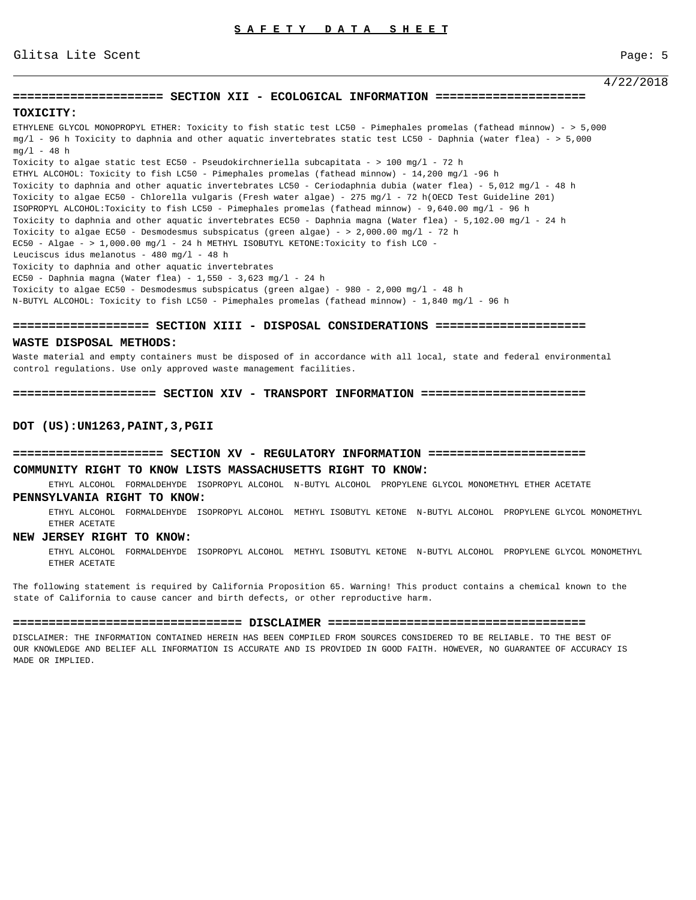4/22/2018

## ==================== SECTION XII - ECOLOGICAL INFORMATION ====================

**TOXICITY:**

ETHYLENE GLYCOL MONOPROPYL ETHER: Toxicity to fish static test LC50 - Pimephales promelas (fathead minnow) - > 5,000 mg/l - 96 h Toxicity to daphnia and other aquatic invertebrates static test LC50 - Daphnia (water flea) - > 5,000 mg/l - 48 h
Toxicity to algae static test EC50 - Pseudokirchneriella subcapitata - > 100 mg/l - 72 h
ETHYL ALCOHOL: Toxicity to fish LC50 - Pimephales promelas (fathead minnow) - 14,200 mg/l -96 h
Toxicity to daphnia and other aquatic invertebrates LC50 - Ceriodaphnia dubia (water flea) - 5,012 mg/l - 48 h
Toxicity to algae EC50 - Chlorella vulgaris (Fresh water algae) - 275 mg/l - 72 h(OECD Test Guideline 201)
ISOPROPYL ALCOHOL:Toxicity to fish LC50 - Pimephales promelas (fathead minnow) - 9,640.00 mg/l - 96 h
Toxicity to daphnia and other aquatic invertebrates EC50 - Daphnia magna (Water flea) - 5,102.00 mg/l - 24 h
Toxicity to algae EC50 - Desmodesmus subspicatus (green algae) - > 2,000.00 mg/l - 72 h
EC50 - Algae - > 1,000.00 mg/l - 24 h METHYL ISOBUTYL KETONE:Toxicity to fish LC0 -
Leuciscus idus melanotus - 480 mg/l - 48 h
Toxicity to daphnia and other aquatic invertebrates
EC50 - Daphnia magna (Water flea) - 1,550 - 3,623 mg/l - 24 h
Toxicity to algae EC50 - Desmodesmus subspicatus (green algae) - 980 - 2,000 mg/l - 48 h
N-BUTYL ALCOHOL: Toxicity to fish LC50 - Pimephales promelas (fathead minnow) - 1,840 mg/l - 96 h

## ================== SECTION XIII - DISPOSAL CONSIDERATIONS ====================

**WASTE DISPOSAL METHODS:**

Waste material and empty containers must be disposed of in accordance with all local, state and federal environmental control regulations. Use only approved waste management facilities.

## =================== SECTION XIV - TRANSPORT INFORMATION ======================

**DOT (US):UN1263,PAINT,3,PGII**

## ==================== SECTION XV - REGULATORY INFORMATION =====================

**COMMUNITY RIGHT TO KNOW LISTS MASSACHUSETTS RIGHT TO KNOW:**

ETHYL ALCOHOL FORMALDEHYDE ISOPROPYL ALCOHOL N-BUTYL ALCOHOL PROPYLENE GLYCOL MONOMETHYL ETHER ACETATE

**PENNSYLVANIA RIGHT TO KNOW:**

ETHYL ALCOHOL FORMALDEHYDE ISOPROPYL ALCOHOL METHYL ISOBUTYL KETONE N-BUTYL ALCOHOL PROPYLENE GLYCOL MONOMETHYL ETHER ACETATE

**NEW JERSEY RIGHT TO KNOW:**

ETHYL ALCOHOL FORMALDEHYDE ISOPROPYL ALCOHOL METHYL ISOBUTYL KETONE N-BUTYL ALCOHOL PROPYLENE GLYCOL MONOMETHYL ETHER ACETATE

The following statement is required by California Proposition 65. Warning! This product contains a chemical known to the state of California to cause cancer and birth defects, or other reproductive harm.

## =============================== DISCLAIMER ===================================

DISCLAIMER: THE INFORMATION CONTAINED HEREIN HAS BEEN COMPILED FROM SOURCES CONSIDERED TO BE RELIABLE. TO THE BEST OF OUR KNOWLEDGE AND BELIEF ALL INFORMATION IS ACCURATE AND IS PROVIDED IN GOOD FAITH. HOWEVER, NO GUARANTEE OF ACCURACY IS MADE OR IMPLIED.